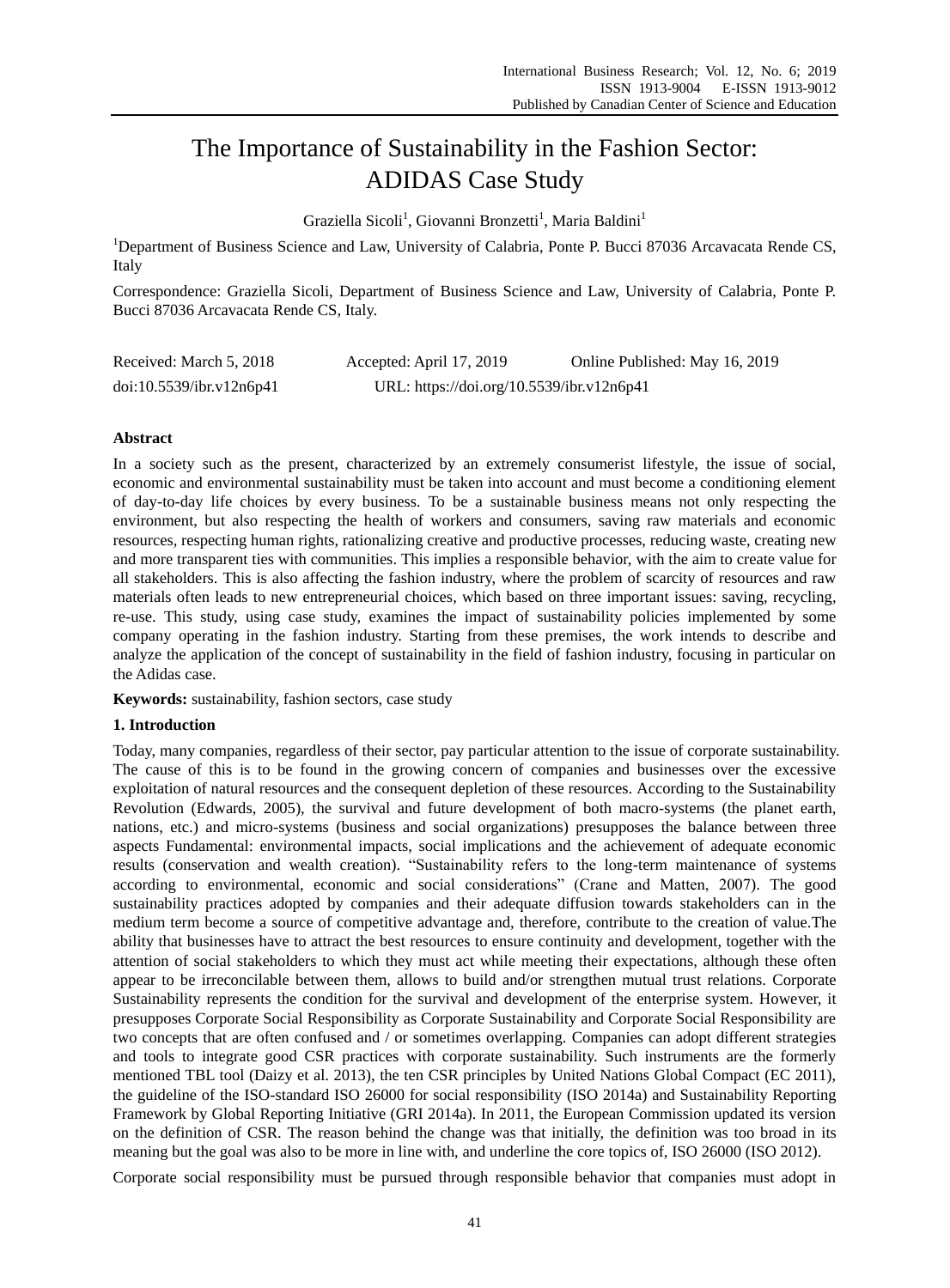# The Importance of Sustainability in the Fashion Sector: ADIDAS Case Study

Graziella Sicoli[1], Giovanni Bronzetti[1], Maria Baldini[1]

[1]Department of Business Science and Law, University of Calabria, Ponte P. Bucci 87036 Arcavacata Rende CS, Italy

Correspondence: Graziella Sicoli, Department of Business Science and Law, University of Calabria, Ponte P. Bucci 87036 Arcavacata Rende CS, Italy.

Received: March 5, 2018 Accepted: April 17, 2019 Online Published: May 16, 2019

doi:10.5539/ibr.v12n6p41 URL: https://doi.org/10.5539/ibr.v12n6p41

## Abstract

In a society such as the present, characterized by an extremely consumerist lifestyle, the issue of social, economic and environmental sustainability must be taken into account and must become a conditioning element of day-to-day life choices by every business. To be a sustainable business means not only respecting the environment, but also respecting the health of workers and consumers, saving raw materials and economic resources, respecting human rights, rationalizing creative and productive processes, reducing waste, creating new and more transparent ties with communities. This implies a responsible behavior, with the aim to create value for all stakeholders. This is also affecting the fashion industry, where the problem of scarcity of resources and raw materials often leads to new entrepreneurial choices, which based on three important issues: saving, recycling, re-use. This study, using case study, examines the impact of sustainability policies implemented by some company operating in the fashion industry. Starting from these premises, the work intends to describe and analyze the application of the concept of sustainability in the field of fashion industry, focusing in particular on the Adidas case.

**Keywords:** sustainability, fashion sectors, case study

## 1. Introduction

Today, many companies, regardless of their sector, pay particular attention to the issue of corporate sustainability. The cause of this is to be found in the growing concern of companies and businesses over the excessive exploitation of natural resources and the consequent depletion of these resources. According to the Sustainability Revolution (Edwards, 2005), the survival and future development of both macro-systems (the planet earth, nations, etc.) and micro-systems (business and social organizations) presupposes the balance between three aspects Fundamental: environmental impacts, social implications and the achievement of adequate economic results (conservation and wealth creation). "Sustainability refers to the long-term maintenance of systems according to environmental, economic and social considerations" (Crane and Matten, 2007). The good sustainability practices adopted by companies and their adequate diffusion towards stakeholders can in the medium term become a source of competitive advantage and, therefore, contribute to the creation of value.The ability that businesses have to attract the best resources to ensure continuity and development, together with the attention of social stakeholders to which they must act while meeting their expectations, although these often appear to be irreconcilable between them, allows to build and/or strengthen mutual trust relations. Corporate Sustainability represents the condition for the survival and development of the enterprise system. However, it presupposes Corporate Social Responsibility as Corporate Sustainability and Corporate Social Responsibility are two concepts that are often confused and / or sometimes overlapping. Companies can adopt different strategies and tools to integrate good CSR practices with corporate sustainability. Such instruments are the formerly mentioned TBL tool (Daizy et al. 2013), the ten CSR principles by United Nations Global Compact (EC 2011), the guideline of the ISO-standard ISO 26000 for social responsibility (ISO 2014a) and Sustainability Reporting Framework by Global Reporting Initiative (GRI 2014a). In 2011, the European Commission updated its version on the definition of CSR. The reason behind the change was that initially, the definition was too broad in its meaning but the goal was also to be more in line with, and underline the core topics of, ISO 26000 (ISO 2012).

Corporate social responsibility must be pursued through responsible behavior that companies must adopt in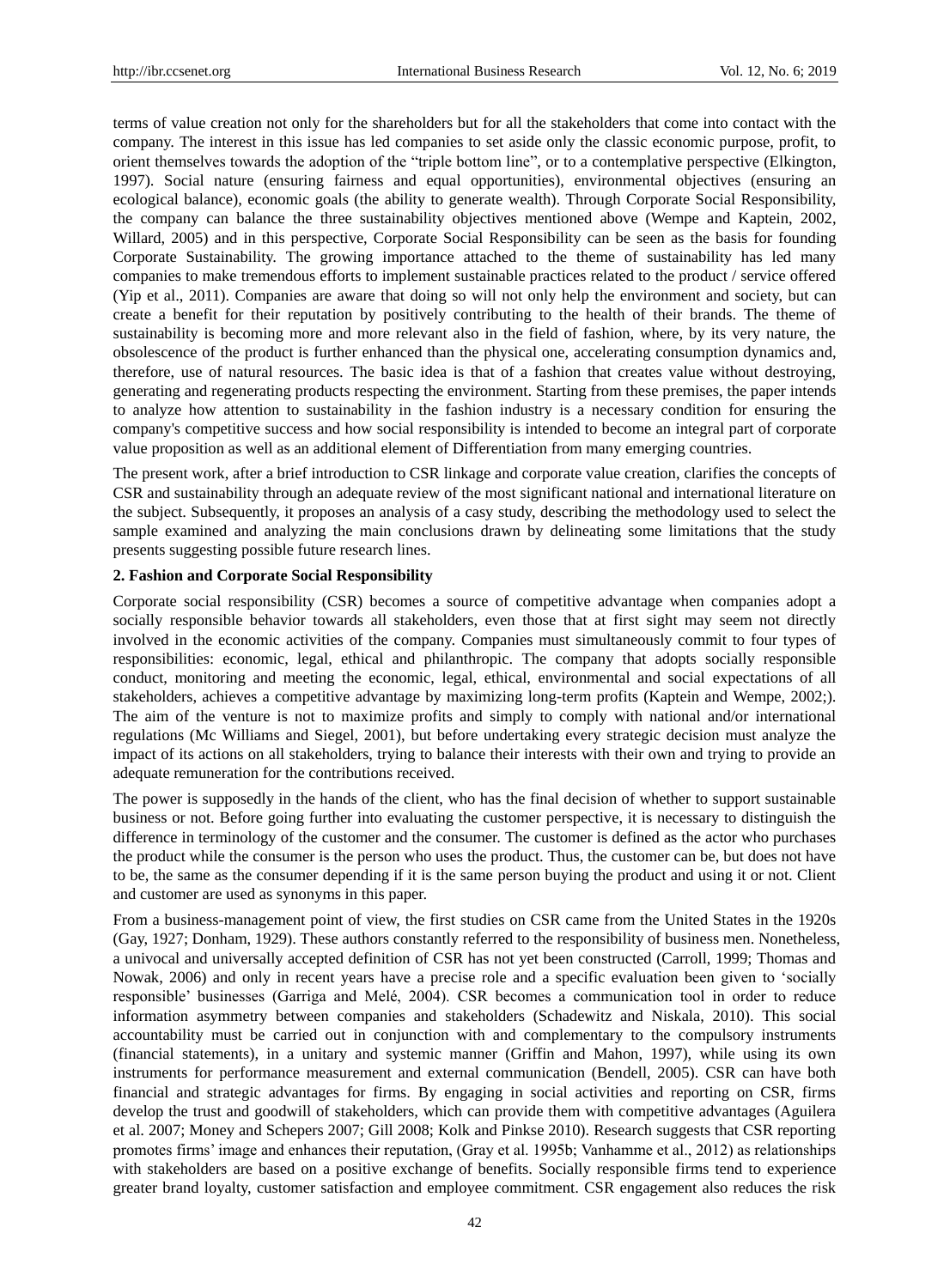terms of value creation not only for the shareholders but for all the stakeholders that come into contact with the company. The interest in this issue has led companies to set aside only the classic economic purpose, profit, to orient themselves towards the adoption of the "triple bottom line", or to a contemplative perspective (Elkington, 1997). Social nature (ensuring fairness and equal opportunities), environmental objectives (ensuring an ecological balance), economic goals (the ability to generate wealth). Through Corporate Social Responsibility, the company can balance the three sustainability objectives mentioned above (Wempe and Kaptein, 2002, Willard, 2005) and in this perspective, Corporate Social Responsibility can be seen as the basis for founding Corporate Sustainability. The growing importance attached to the theme of sustainability has led many companies to make tremendous efforts to implement sustainable practices related to the product / service offered (Yip et al., 2011). Companies are aware that doing so will not only help the environment and society, but can create a benefit for their reputation by positively contributing to the health of their brands. The theme of sustainability is becoming more and more relevant also in the field of fashion, where, by its very nature, the obsolescence of the product is further enhanced than the physical one, accelerating consumption dynamics and, therefore, use of natural resources. The basic idea is that of a fashion that creates value without destroying, generating and regenerating products respecting the environment. Starting from these premises, the paper intends to analyze how attention to sustainability in the fashion industry is a necessary condition for ensuring the company's competitive success and how social responsibility is intended to become an integral part of corporate value proposition as well as an additional element of Differentiation from many emerging countries.

The present work, after a brief introduction to CSR linkage and corporate value creation, clarifies the concepts of CSR and sustainability through an adequate review of the most significant national and international literature on the subject. Subsequently, it proposes an analysis of a casy study, describing the methodology used to select the sample examined and analyzing the main conclusions drawn by delineating some limitations that the study presents suggesting possible future research lines.

## 2. Fashion and Corporate Social Responsibility

Corporate social responsibility (CSR) becomes a source of competitive advantage when companies adopt a socially responsible behavior towards all stakeholders, even those that at first sight may seem not directly involved in the economic activities of the company. Companies must simultaneously commit to four types of responsibilities: economic, legal, ethical and philanthropic. The company that adopts socially responsible conduct, monitoring and meeting the economic, legal, ethical, environmental and social expectations of all stakeholders, achieves a competitive advantage by maximizing long-term profits (Kaptein and Wempe, 2002;). The aim of the venture is not to maximize profits and simply to comply with national and/or international regulations (Mc Williams and Siegel, 2001), but before undertaking every strategic decision must analyze the impact of its actions on all stakeholders, trying to balance their interests with their own and trying to provide an adequate remuneration for the contributions received.

The power is supposedly in the hands of the client, who has the final decision of whether to support sustainable business or not. Before going further into evaluating the customer perspective, it is necessary to distinguish the difference in terminology of the customer and the consumer. The customer is defined as the actor who purchases the product while the consumer is the person who uses the product. Thus, the customer can be, but does not have to be, the same as the consumer depending if it is the same person buying the product and using it or not. Client and customer are used as synonyms in this paper.

From a business-management point of view, the first studies on CSR came from the United States in the 1920s (Gay, 1927; Donham, 1929). These authors constantly referred to the responsibility of business men. Nonetheless, a univocal and universally accepted definition of CSR has not yet been constructed (Carroll, 1999; Thomas and Nowak, 2006) and only in recent years have a precise role and a specific evaluation been given to 'socially responsible' businesses (Garriga and Melé, 2004). CSR becomes a communication tool in order to reduce information asymmetry between companies and stakeholders (Schadewitz and Niskala, 2010). This social accountability must be carried out in conjunction with and complementary to the compulsory instruments (financial statements), in a unitary and systemic manner (Griffin and Mahon, 1997), while using its own instruments for performance measurement and external communication (Bendell, 2005). CSR can have both financial and strategic advantages for firms. By engaging in social activities and reporting on CSR, firms develop the trust and goodwill of stakeholders, which can provide them with competitive advantages (Aguilera et al. 2007; Money and Schepers 2007; Gill 2008; Kolk and Pinkse 2010). Research suggests that CSR reporting promotes firms' image and enhances their reputation, (Gray et al. 1995b; Vanhamme et al., 2012) as relationships with stakeholders are based on a positive exchange of benefits. Socially responsible firms tend to experience greater brand loyalty, customer satisfaction and employee commitment. CSR engagement also reduces the risk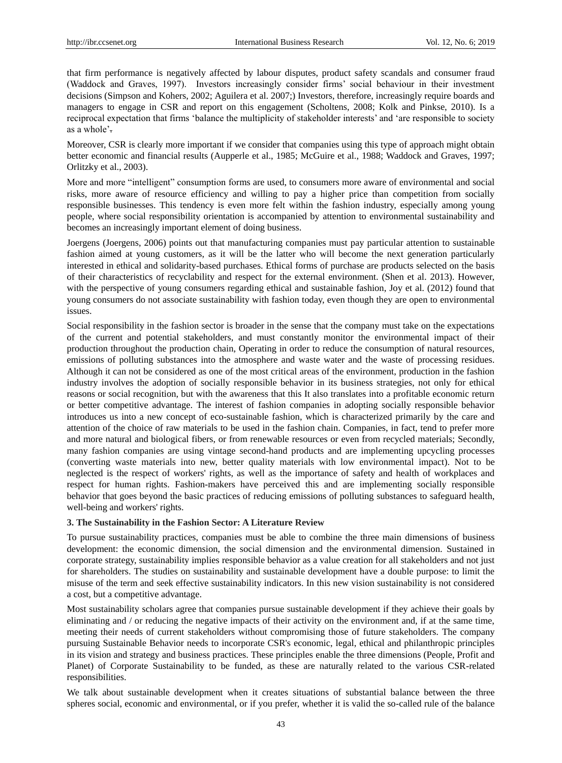that firm performance is negatively affected by labour disputes, product safety scandals and consumer fraud (Waddock and Graves, 1997). Investors increasingly consider firms' social behaviour in their investment decisions (Simpson and Kohers, 2002; Aguilera et al. 2007;) Investors, therefore, increasingly require boards and managers to engage in CSR and report on this engagement (Scholtens, 2008; Kolk and Pinkse, 2010). Is a reciprocal expectation that firms 'balance the multiplicity of stakeholder interests' and 'are responsible to society as a whole'.

Moreover, CSR is clearly more important if we consider that companies using this type of approach might obtain better economic and financial results (Aupperle et al., 1985; McGuire et al., 1988; Waddock and Graves, 1997; Orlitzky et al., 2003).

More and more "intelligent" consumption forms are used, to consumers more aware of environmental and social risks, more aware of resource efficiency and willing to pay a higher price than competition from socially responsible businesses. This tendency is even more felt within the fashion industry, especially among young people, where social responsibility orientation is accompanied by attention to environmental sustainability and becomes an increasingly important element of doing business.

Joergens (Joergens, 2006) points out that manufacturing companies must pay particular attention to sustainable fashion aimed at young customers, as it will be the latter who will become the next generation particularly interested in ethical and solidarity-based purchases. Ethical forms of purchase are products selected on the basis of their characteristics of recyclability and respect for the external environment. (Shen et al. 2013). However, with the perspective of young consumers regarding ethical and sustainable fashion, Joy et al. (2012) found that young consumers do not associate sustainability with fashion today, even though they are open to environmental issues.

Social responsibility in the fashion sector is broader in the sense that the company must take on the expectations of the current and potential stakeholders, and must constantly monitor the environmental impact of their production throughout the production chain, Operating in order to reduce the consumption of natural resources, emissions of polluting substances into the atmosphere and waste water and the waste of processing residues. Although it can not be considered as one of the most critical areas of the environment, production in the fashion industry involves the adoption of socially responsible behavior in its business strategies, not only for ethical reasons or social recognition, but with the awareness that this It also translates into a profitable economic return or better competitive advantage. The interest of fashion companies in adopting socially responsible behavior introduces us into a new concept of eco-sustainable fashion, which is characterized primarily by the care and attention of the choice of raw materials to be used in the fashion chain. Companies, in fact, tend to prefer more and more natural and biological fibers, or from renewable resources or even from recycled materials; Secondly, many fashion companies are using vintage second-hand products and are implementing upcycling processes (converting waste materials into new, better quality materials with low environmental impact). Not to be neglected is the respect of workers' rights, as well as the importance of safety and health of workplaces and respect for human rights. Fashion-makers have perceived this and are implementing socially responsible behavior that goes beyond the basic practices of reducing emissions of polluting substances to safeguard health, well-being and workers' rights.

### 3. The Sustainability in the Fashion Sector: A Literature Review

To pursue sustainability practices, companies must be able to combine the three main dimensions of business development: the economic dimension, the social dimension and the environmental dimension. Sustained in corporate strategy, sustainability implies responsible behavior as a value creation for all stakeholders and not just for shareholders. The studies on sustainability and sustainable development have a double purpose: to limit the misuse of the term and seek effective sustainability indicators. In this new vision sustainability is not considered a cost, but a competitive advantage.

Most sustainability scholars agree that companies pursue sustainable development if they achieve their goals by eliminating and / or reducing the negative impacts of their activity on the environment and, if at the same time, meeting their needs of current stakeholders without compromising those of future stakeholders. The company pursuing Sustainable Behavior needs to incorporate CSR's economic, legal, ethical and philanthropic principles in its vision and strategy and business practices. These principles enable the three dimensions (People, Profit and Planet) of Corporate Sustainability to be funded, as these are naturally related to the various CSR-related responsibilities.

We talk about sustainable development when it creates situations of substantial balance between the three spheres social, economic and environmental, or if you prefer, whether it is valid the so-called rule of the balance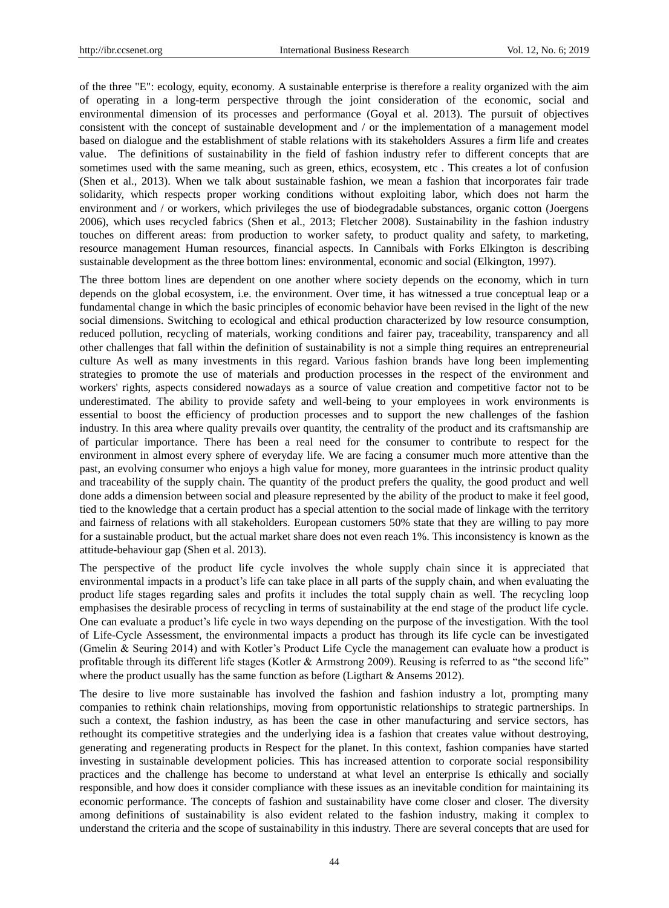of the three "E": ecology, equity, economy. A sustainable enterprise is therefore a reality organized with the aim of operating in a long-term perspective through the joint consideration of the economic, social and environmental dimension of its processes and performance (Goyal et al. 2013). The pursuit of objectives consistent with the concept of sustainable development and / or the implementation of a management model based on dialogue and the establishment of stable relations with its stakeholders Assures a firm life and creates value. The definitions of sustainability in the field of fashion industry refer to different concepts that are sometimes used with the same meaning, such as green, ethics, ecosystem, etc . This creates a lot of confusion (Shen et al., 2013). When we talk about sustainable fashion, we mean a fashion that incorporates fair trade solidarity, which respects proper working conditions without exploiting labor, which does not harm the environment and / or workers, which privileges the use of biodegradable substances, organic cotton (Joergens 2006), which uses recycled fabrics (Shen et al., 2013; Fletcher 2008). Sustainability in the fashion industry touches on different areas: from production to worker safety, to product quality and safety, to marketing, resource management Human resources, financial aspects. In Cannibals with Forks Elkington is describing sustainable development as the three bottom lines: environmental, economic and social (Elkington, 1997).

The three bottom lines are dependent on one another where society depends on the economy, which in turn depends on the global ecosystem, i.e. the environment. Over time, it has witnessed a true conceptual leap or a fundamental change in which the basic principles of economic behavior have been revised in the light of the new social dimensions. Switching to ecological and ethical production characterized by low resource consumption, reduced pollution, recycling of materials, working conditions and fairer pay, traceability, transparency and all other challenges that fall within the definition of sustainability is not a simple thing requires an entrepreneurial culture As well as many investments in this regard. Various fashion brands have long been implementing strategies to promote the use of materials and production processes in the respect of the environment and workers' rights, aspects considered nowadays as a source of value creation and competitive factor not to be underestimated. The ability to provide safety and well-being to your employees in work environments is essential to boost the efficiency of production processes and to support the new challenges of the fashion industry. In this area where quality prevails over quantity, the centrality of the product and its craftsmanship are of particular importance. There has been a real need for the consumer to contribute to respect for the environment in almost every sphere of everyday life. We are facing a consumer much more attentive than the past, an evolving consumer who enjoys a high value for money, more guarantees in the intrinsic product quality and traceability of the supply chain. The quantity of the product prefers the quality, the good product and well done adds a dimension between social and pleasure represented by the ability of the product to make it feel good, tied to the knowledge that a certain product has a special attention to the social made of linkage with the territory and fairness of relations with all stakeholders. European customers 50% state that they are willing to pay more for a sustainable product, but the actual market share does not even reach 1%. This inconsistency is known as the attitude-behaviour gap (Shen et al. 2013).

The perspective of the product life cycle involves the whole supply chain since it is appreciated that environmental impacts in a product's life can take place in all parts of the supply chain, and when evaluating the product life stages regarding sales and profits it includes the total supply chain as well. The recycling loop emphasises the desirable process of recycling in terms of sustainability at the end stage of the product life cycle. One can evaluate a product's life cycle in two ways depending on the purpose of the investigation. With the tool of Life-Cycle Assessment, the environmental impacts a product has through its life cycle can be investigated (Gmelin & Seuring 2014) and with Kotler's Product Life Cycle the management can evaluate how a product is profitable through its different life stages (Kotler & Armstrong 2009). Reusing is referred to as "the second life" where the product usually has the same function as before (Ligthart & Ansems 2012).

The desire to live more sustainable has involved the fashion and fashion industry a lot, prompting many companies to rethink chain relationships, moving from opportunistic relationships to strategic partnerships. In such a context, the fashion industry, as has been the case in other manufacturing and service sectors, has rethought its competitive strategies and the underlying idea is a fashion that creates value without destroying, generating and regenerating products in Respect for the planet. In this context, fashion companies have started investing in sustainable development policies. This has increased attention to corporate social responsibility practices and the challenge has become to understand at what level an enterprise Is ethically and socially responsible, and how does it consider compliance with these issues as an inevitable condition for maintaining its economic performance. The concepts of fashion and sustainability have come closer and closer. The diversity among definitions of sustainability is also evident related to the fashion industry, making it complex to understand the criteria and the scope of sustainability in this industry. There are several concepts that are used for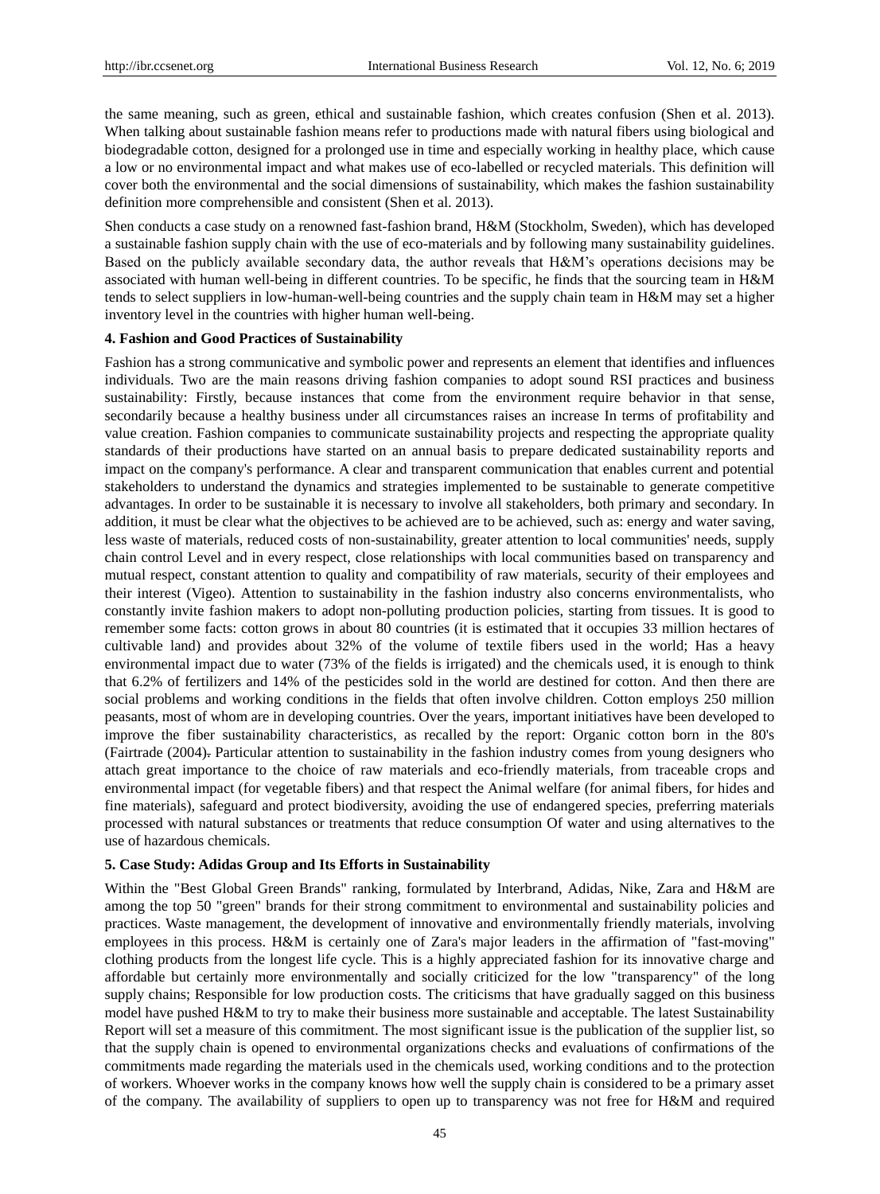the same meaning, such as green, ethical and sustainable fashion, which creates confusion (Shen et al. 2013). When talking about sustainable fashion means refer to productions made with natural fibers using biological and biodegradable cotton, designed for a prolonged use in time and especially working in healthy place, which cause a low or no environmental impact and what makes use of eco-labelled or recycled materials. This definition will cover both the environmental and the social dimensions of sustainability, which makes the fashion sustainability definition more comprehensible and consistent (Shen et al. 2013).

Shen conducts a case study on a renowned fast-fashion brand, H&M (Stockholm, Sweden), which has developed a sustainable fashion supply chain with the use of eco-materials and by following many sustainability guidelines. Based on the publicly available secondary data, the author reveals that H&M's operations decisions may be associated with human well-being in different countries. To be specific, he finds that the sourcing team in H&M tends to select suppliers in low-human-well-being countries and the supply chain team in H&M may set a higher inventory level in the countries with higher human well-being.

### 4. Fashion and Good Practices of Sustainability

Fashion has a strong communicative and symbolic power and represents an element that identifies and influences individuals. Two are the main reasons driving fashion companies to adopt sound RSI practices and business sustainability: Firstly, because instances that come from the environment require behavior in that sense, secondarily because a healthy business under all circumstances raises an increase In terms of profitability and value creation. Fashion companies to communicate sustainability projects and respecting the appropriate quality standards of their productions have started on an annual basis to prepare dedicated sustainability reports and impact on the company's performance. A clear and transparent communication that enables current and potential stakeholders to understand the dynamics and strategies implemented to be sustainable to generate competitive advantages. In order to be sustainable it is necessary to involve all stakeholders, both primary and secondary. In addition, it must be clear what the objectives to be achieved are to be achieved, such as: energy and water saving, less waste of materials, reduced costs of non-sustainability, greater attention to local communities' needs, supply chain control Level and in every respect, close relationships with local communities based on transparency and mutual respect, constant attention to quality and compatibility of raw materials, security of their employees and their interest (Vigeo). Attention to sustainability in the fashion industry also concerns environmentalists, who constantly invite fashion makers to adopt non-polluting production policies, starting from tissues. It is good to remember some facts: cotton grows in about 80 countries (it is estimated that it occupies 33 million hectares of cultivable land) and provides about 32% of the volume of textile fibers used in the world; Has a heavy environmental impact due to water (73% of the fields is irrigated) and the chemicals used, it is enough to think that 6.2% of fertilizers and 14% of the pesticides sold in the world are destined for cotton. And then there are social problems and working conditions in the fields that often involve children. Cotton employs 250 million peasants, most of whom are in developing countries. Over the years, important initiatives have been developed to improve the fiber sustainability characteristics, as recalled by the report: Organic cotton born in the 80's (Fairtrade (2004). Particular attention to sustainability in the fashion industry comes from young designers who attach great importance to the choice of raw materials and eco-friendly materials, from traceable crops and environmental impact (for vegetable fibers) and that respect the Animal welfare (for animal fibers, for hides and fine materials), safeguard and protect biodiversity, avoiding the use of endangered species, preferring materials processed with natural substances or treatments that reduce consumption Of water and using alternatives to the use of hazardous chemicals.

### 5. Case Study: Adidas Group and Its Efforts in Sustainability

Within the "Best Global Green Brands" ranking, formulated by Interbrand, Adidas, Nike, Zara and H&M are among the top 50 "green" brands for their strong commitment to environmental and sustainability policies and practices. Waste management, the development of innovative and environmentally friendly materials, involving employees in this process. H&M is certainly one of Zara's major leaders in the affirmation of "fast-moving" clothing products from the longest life cycle. This is a highly appreciated fashion for its innovative charge and affordable but certainly more environmentally and socially criticized for the low "transparency" of the long supply chains; Responsible for low production costs. The criticisms that have gradually sagged on this business model have pushed H&M to try to make their business more sustainable and acceptable. The latest Sustainability Report will set a measure of this commitment. The most significant issue is the publication of the supplier list, so that the supply chain is opened to environmental organizations checks and evaluations of confirmations of the commitments made regarding the materials used in the chemicals used, working conditions and to the protection of workers. Whoever works in the company knows how well the supply chain is considered to be a primary asset of the company. The availability of suppliers to open up to transparency was not free for H&M and required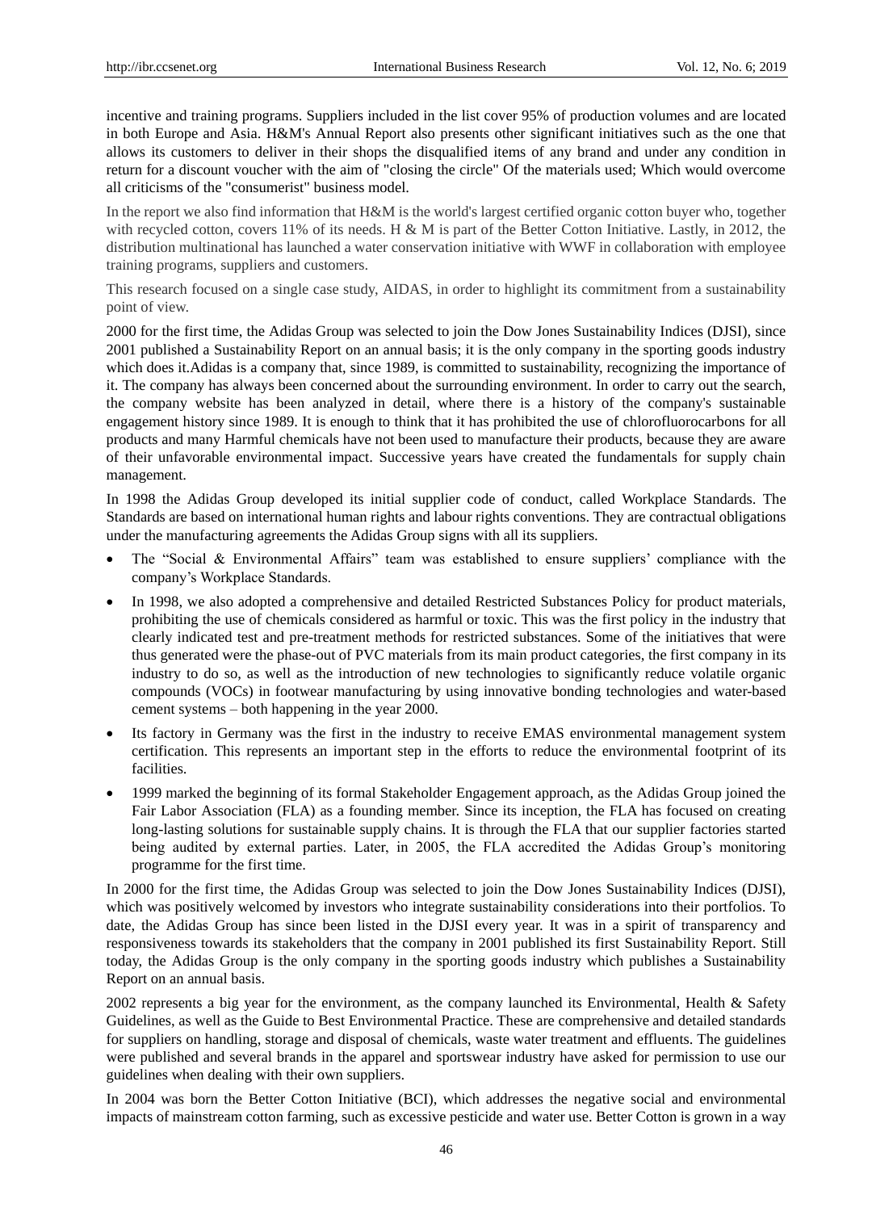incentive and training programs. Suppliers included in the list cover 95% of production volumes and are located in both Europe and Asia. H&M's Annual Report also presents other significant initiatives such as the one that allows its customers to deliver in their shops the disqualified items of any brand and under any condition in return for a discount voucher with the aim of "closing the circle" Of the materials used; Which would overcome all criticisms of the "consumerist" business model.

In the report we also find information that H&M is the world's largest certified organic cotton buyer who, together with recycled cotton, covers 11% of its needs. H & M is part of the Better Cotton Initiative. Lastly, in 2012, the distribution multinational has launched a water conservation initiative with WWF in collaboration with employee training programs, suppliers and customers.

This research focused on a single case study, AIDAS, in order to highlight its commitment from a sustainability point of view.

2000 for the first time, the Adidas Group was selected to join the Dow Jones Sustainability Indices (DJSI), since 2001 published a Sustainability Report on an annual basis; it is the only company in the sporting goods industry which does it.Adidas is a company that, since 1989, is committed to sustainability, recognizing the importance of it. The company has always been concerned about the surrounding environment. In order to carry out the search, the company website has been analyzed in detail, where there is a history of the company's sustainable engagement history since 1989. It is enough to think that it has prohibited the use of chlorofluorocarbons for all products and many Harmful chemicals have not been used to manufacture their products, because they are aware of their unfavorable environmental impact. Successive years have created the fundamentals for supply chain management.

In 1998 the Adidas Group developed its initial supplier code of conduct, called Workplace Standards. The Standards are based on international human rights and labour rights conventions. They are contractual obligations under the manufacturing agreements the Adidas Group signs with all its suppliers.

- The "Social & Environmental Affairs" team was established to ensure suppliers' compliance with the company's Workplace Standards.
- In 1998, we also adopted a comprehensive and detailed Restricted Substances Policy for product materials, prohibiting the use of chemicals considered as harmful or toxic. This was the first policy in the industry that clearly indicated test and pre-treatment methods for restricted substances. Some of the initiatives that were thus generated were the phase-out of PVC materials from its main product categories, the first company in its industry to do so, as well as the introduction of new technologies to significantly reduce volatile organic compounds (VOCs) in footwear manufacturing by using innovative bonding technologies and water-based cement systems – both happening in the year 2000.
- Its factory in Germany was the first in the industry to receive EMAS environmental management system certification. This represents an important step in the efforts to reduce the environmental footprint of its facilities.
- 1999 marked the beginning of its formal Stakeholder Engagement approach, as the Adidas Group joined the Fair Labor Association (FLA) as a founding member. Since its inception, the FLA has focused on creating long-lasting solutions for sustainable supply chains. It is through the FLA that our supplier factories started being audited by external parties. Later, in 2005, the FLA accredited the Adidas Group's monitoring programme for the first time.

In 2000 for the first time, the Adidas Group was selected to join the Dow Jones Sustainability Indices (DJSI), which was positively welcomed by investors who integrate sustainability considerations into their portfolios. To date, the Adidas Group has since been listed in the DJSI every year. It was in a spirit of transparency and responsiveness towards its stakeholders that the company in 2001 published its first Sustainability Report. Still today, the Adidas Group is the only company in the sporting goods industry which publishes a Sustainability Report on an annual basis.

2002 represents a big year for the environment, as the company launched its Environmental, Health & Safety Guidelines, as well as the Guide to Best Environmental Practice. These are comprehensive and detailed standards for suppliers on handling, storage and disposal of chemicals, waste water treatment and effluents. The guidelines were published and several brands in the apparel and sportswear industry have asked for permission to use our guidelines when dealing with their own suppliers.

In 2004 was born the Better Cotton Initiative (BCI), which addresses the negative social and environmental impacts of mainstream cotton farming, such as excessive pesticide and water use. Better Cotton is grown in a way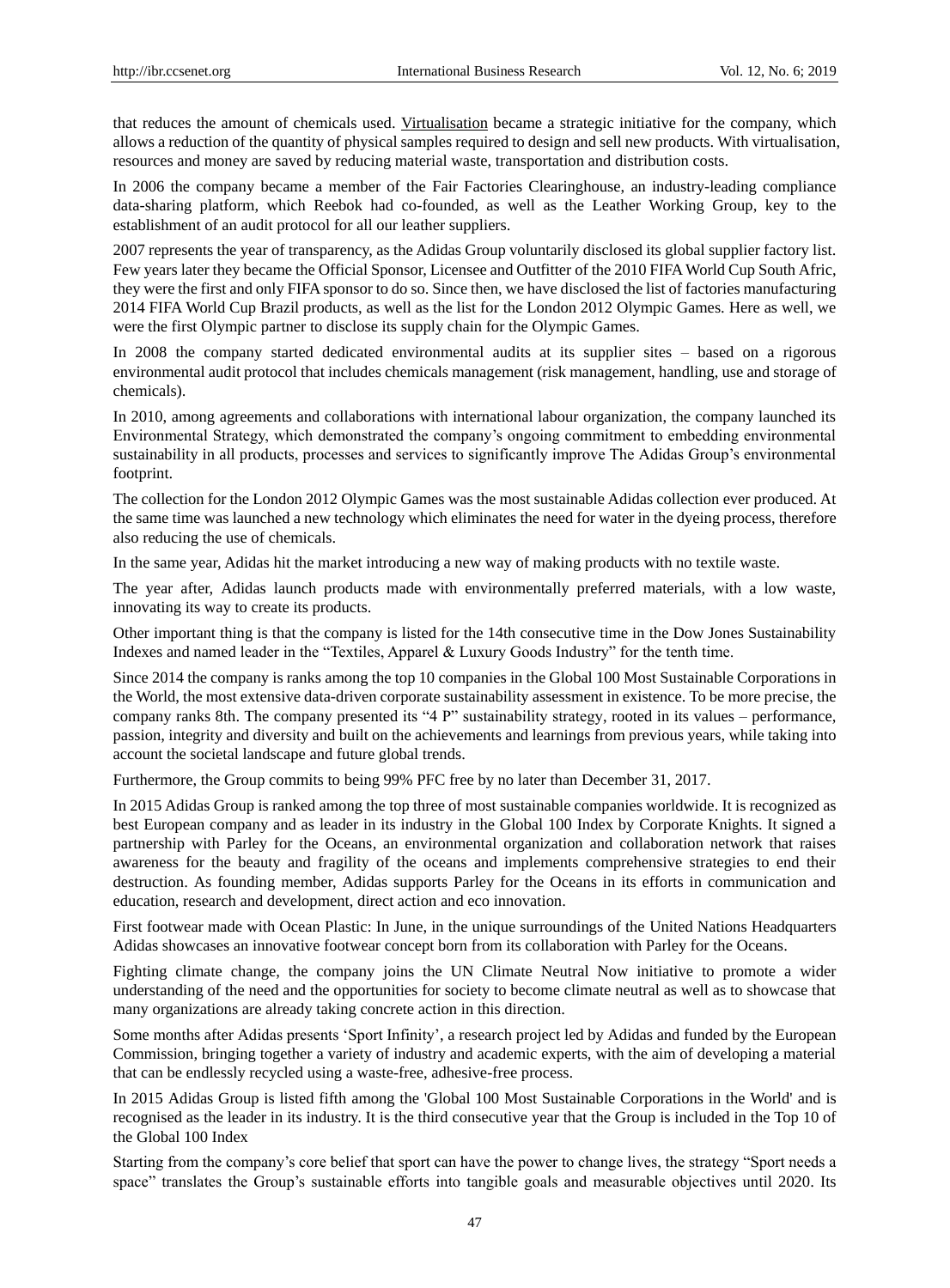that reduces the amount of chemicals used. Virtualisation became a strategic initiative for the company, which allows a reduction of the quantity of physical samples required to design and sell new products. With virtualisation, resources and money are saved by reducing material waste, transportation and distribution costs.

In 2006 the company became a member of the Fair Factories Clearinghouse, an industry-leading compliance data-sharing platform, which Reebok had co-founded, as well as the Leather Working Group, key to the establishment of an audit protocol for all our leather suppliers.

2007 represents the year of transparency, as the Adidas Group voluntarily disclosed its global supplier factory list. Few years later they became the Official Sponsor, Licensee and Outfitter of the 2010 FIFA World Cup South Afric, they were the first and only FIFA sponsor to do so. Since then, we have disclosed the list of factories manufacturing 2014 FIFA World Cup Brazil products, as well as the list for the London 2012 Olympic Games. Here as well, we were the first Olympic partner to disclose its supply chain for the Olympic Games.

In 2008 the company started dedicated environmental audits at its supplier sites – based on a rigorous environmental audit protocol that includes chemicals management (risk management, handling, use and storage of chemicals).

In 2010, among agreements and collaborations with international labour organization, the company launched its Environmental Strategy, which demonstrated the company's ongoing commitment to embedding environmental sustainability in all products, processes and services to significantly improve The Adidas Group's environmental footprint.

The collection for the London 2012 Olympic Games was the most sustainable Adidas collection ever produced. At the same time was launched a new technology which eliminates the need for water in the dyeing process, therefore also reducing the use of chemicals.

In the same year, Adidas hit the market introducing a new way of making products with no textile waste.

The year after, Adidas launch products made with environmentally preferred materials, with a low waste, innovating its way to create its products.

Other important thing is that the company is listed for the 14th consecutive time in the Dow Jones Sustainability Indexes and named leader in the "Textiles, Apparel & Luxury Goods Industry" for the tenth time.

Since 2014 the company is ranks among the top 10 companies in the Global 100 Most Sustainable Corporations in the World, the most extensive data-driven corporate sustainability assessment in existence. To be more precise, the company ranks 8th. The company presented its "4 P" sustainability strategy, rooted in its values – performance, passion, integrity and diversity and built on the achievements and learnings from previous years, while taking into account the societal landscape and future global trends.

Furthermore, the Group commits to being 99% PFC free by no later than December 31, 2017.

In 2015 Adidas Group is ranked among the top three of most sustainable companies worldwide. It is recognized as best European company and as leader in its industry in the Global 100 Index by Corporate Knights. It signed a partnership with Parley for the Oceans, an environmental organization and collaboration network that raises awareness for the beauty and fragility of the oceans and implements comprehensive strategies to end their destruction. As founding member, Adidas supports Parley for the Oceans in its efforts in communication and education, research and development, direct action and eco innovation.

First footwear made with Ocean Plastic: In June, in the unique surroundings of the United Nations Headquarters Adidas showcases an innovative footwear concept born from its collaboration with Parley for the Oceans.

Fighting climate change, the company joins the UN Climate Neutral Now initiative to promote a wider understanding of the need and the opportunities for society to become climate neutral as well as to showcase that many organizations are already taking concrete action in this direction.

Some months after Adidas presents 'Sport Infinity', a research project led by Adidas and funded by the European Commission, bringing together a variety of industry and academic experts, with the aim of developing a material that can be endlessly recycled using a waste-free, adhesive-free process.

In 2015 Adidas Group is listed fifth among the 'Global 100 Most Sustainable Corporations in the World' and is recognised as the leader in its industry. It is the third consecutive year that the Group is included in the Top 10 of the Global 100 Index

Starting from the company's core belief that sport can have the power to change lives, the strategy "Sport needs a space" translates the Group's sustainable efforts into tangible goals and measurable objectives until 2020. Its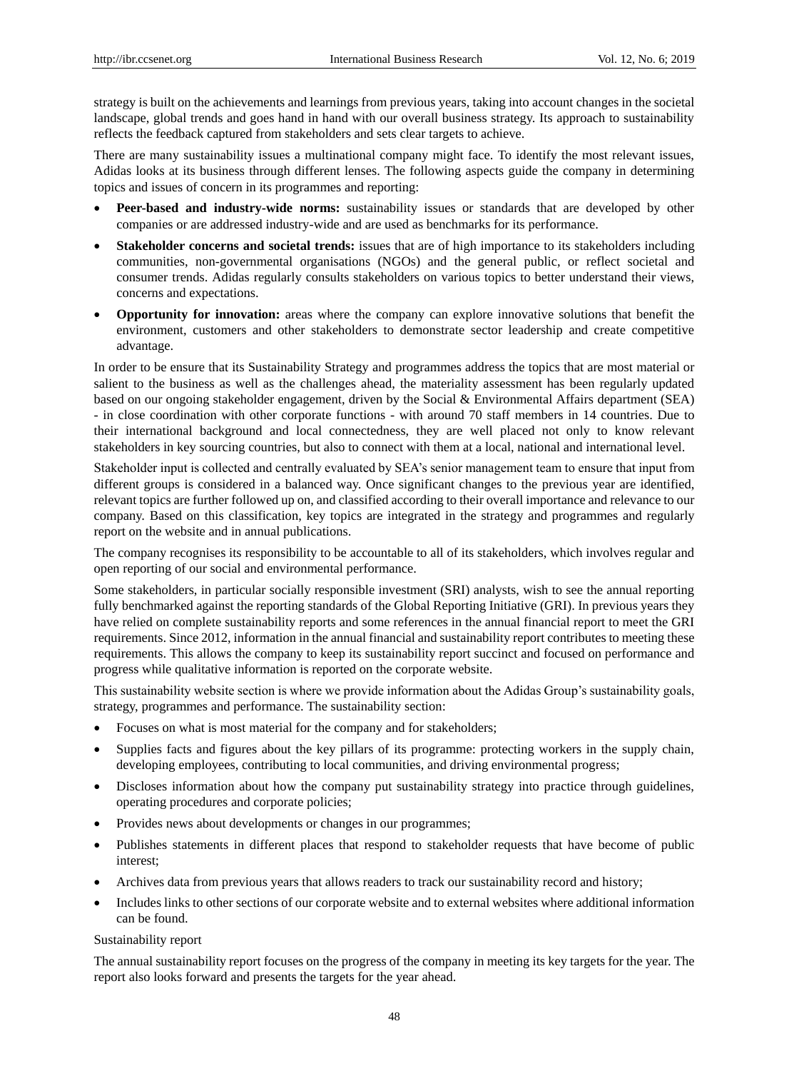strategy is built on the achievements and learnings from previous years, taking into account changes in the societal landscape, global trends and goes hand in hand with our overall business strategy. Its approach to sustainability reflects the feedback captured from stakeholders and sets clear targets to achieve.

There are many sustainability issues a multinational company might face. To identify the most relevant issues, Adidas looks at its business through different lenses. The following aspects guide the company in determining topics and issues of concern in its programmes and reporting:

- **Peer-based and industry-wide norms:** sustainability issues or standards that are developed by other companies or are addressed industry-wide and are used as benchmarks for its performance.
- **Stakeholder concerns and societal trends:** issues that are of high importance to its stakeholders including communities, non-governmental organisations (NGOs) and the general public, or reflect societal and consumer trends. Adidas regularly consults stakeholders on various topics to better understand their views, concerns and expectations.
- **Opportunity for innovation:** areas where the company can explore innovative solutions that benefit the environment, customers and other stakeholders to demonstrate sector leadership and create competitive advantage.

In order to be ensure that its Sustainability Strategy and programmes address the topics that are most material or salient to the business as well as the challenges ahead, the materiality assessment has been regularly updated based on our ongoing stakeholder engagement, driven by the Social & Environmental Affairs department (SEA) - in close coordination with other corporate functions - with around 70 staff members in 14 countries. Due to their international background and local connectedness, they are well placed not only to know relevant stakeholders in key sourcing countries, but also to connect with them at a local, national and international level.

Stakeholder input is collected and centrally evaluated by SEA's senior management team to ensure that input from different groups is considered in a balanced way. Once significant changes to the previous year are identified, relevant topics are further followed up on, and classified according to their overall importance and relevance to our company. Based on this classification, key topics are integrated in the strategy and programmes and regularly report on the website and in annual publications.

The company recognises its responsibility to be accountable to all of its stakeholders, which involves regular and open reporting of our social and environmental performance.

Some stakeholders, in particular socially responsible investment (SRI) analysts, wish to see the annual reporting fully benchmarked against the reporting standards of the Global Reporting Initiative (GRI). In previous years they have relied on complete sustainability reports and some references in the annual financial report to meet the GRI requirements. Since 2012, information in the annual financial and sustainability report contributes to meeting these requirements. This allows the company to keep its sustainability report succinct and focused on performance and progress while qualitative information is reported on the corporate website.

This sustainability website section is where we provide information about the Adidas Group's sustainability goals, strategy, programmes and performance. The sustainability section:

- Focuses on what is most material for the company and for stakeholders;
- Supplies facts and figures about the key pillars of its programme: protecting workers in the supply chain, developing employees, contributing to local communities, and driving environmental progress;
- Discloses information about how the company put sustainability strategy into practice through guidelines, operating procedures and corporate policies;
- Provides news about developments or changes in our programmes;
- Publishes statements in different places that respond to stakeholder requests that have become of public interest;
- Archives data from previous years that allows readers to track our sustainability record and history;
- Includes links to other sections of our corporate website and to external websites where additional information can be found.

Sustainability report

The annual sustainability report focuses on the progress of the company in meeting its key targets for the year. The report also looks forward and presents the targets for the year ahead.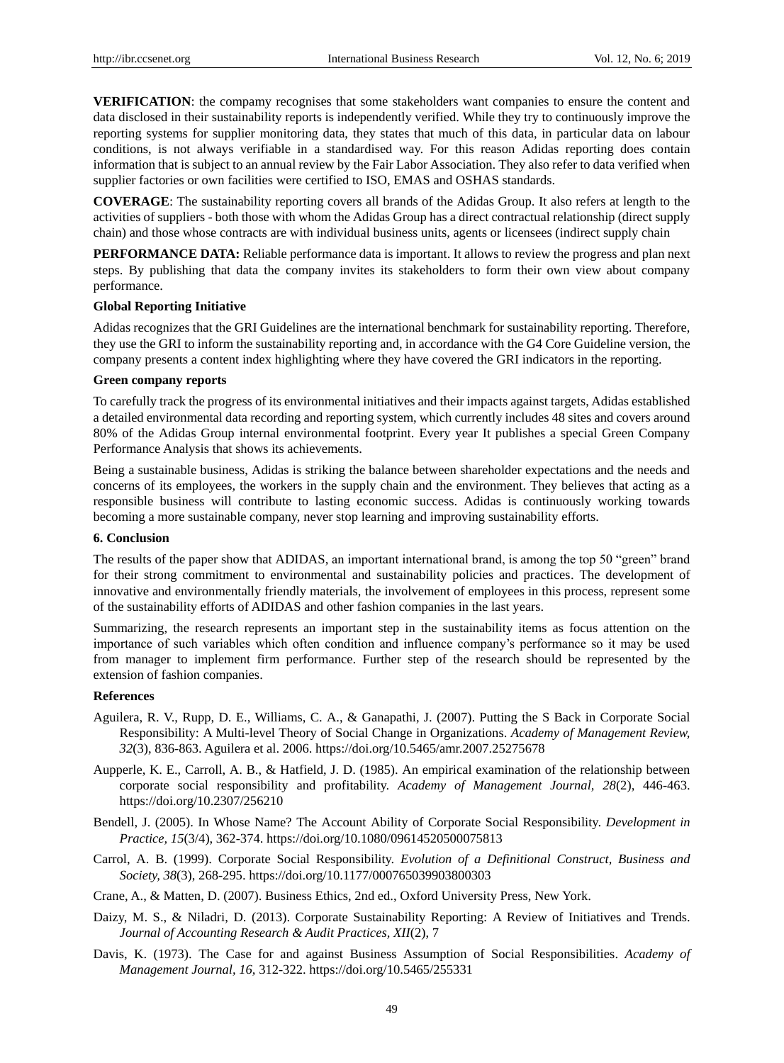**VERIFICATION**: the compamy recognises that some stakeholders want companies to ensure the content and data disclosed in their sustainability reports is independently verified. While they try to continuously improve the reporting systems for supplier monitoring data, they states that much of this data, in particular data on labour conditions, is not always verifiable in a standardised way. For this reason Adidas reporting does contain information that is subject to an annual review by the Fair Labor Association. They also refer to data verified when supplier factories or own facilities were certified to ISO, EMAS and OSHAS standards.

**COVERAGE**: The sustainability reporting covers all brands of the Adidas Group. It also refers at length to the activities of suppliers - both those with whom the Adidas Group has a direct contractual relationship (direct supply chain) and those whose contracts are with individual business units, agents or licensees (indirect supply chain

**PERFORMANCE DATA:** Reliable performance data is important. It allows to review the progress and plan next steps. By publishing that data the company invites its stakeholders to form their own view about company performance.

**Global Reporting Initiative**

Adidas recognizes that the GRI Guidelines are the international benchmark for sustainability reporting. Therefore, they use the GRI to inform the sustainability reporting and, in accordance with the G4 Core Guideline version, the company presents a content index highlighting where they have covered the GRI indicators in the reporting.

**Green company reports**

To carefully track the progress of its environmental initiatives and their impacts against targets, Adidas established a detailed environmental data recording and reporting system, which currently includes 48 sites and covers around 80% of the Adidas Group internal environmental footprint. Every year It publishes a special Green Company Performance Analysis that shows its achievements.

Being a sustainable business, Adidas is striking the balance between shareholder expectations and the needs and concerns of its employees, the workers in the supply chain and the environment. They believes that acting as a responsible business will contribute to lasting economic success. Adidas is continuously working towards becoming a more sustainable company, never stop learning and improving sustainability efforts.

## 6. Conclusion

The results of the paper show that ADIDAS, an important international brand, is among the top 50 "green" brand for their strong commitment to environmental and sustainability policies and practices. The development of innovative and environmentally friendly materials, the involvement of employees in this process, represent some of the sustainability efforts of ADIDAS and other fashion companies in the last years.

Summarizing, the research represents an important step in the sustainability items as focus attention on the importance of such variables which often condition and influence company's performance so it may be used from manager to implement firm performance. Further step of the research should be represented by the extension of fashion companies.

## References

Aguilera, R. V., Rupp, D. E., Williams, C. A., & Ganapathi, J. (2007). Putting the S Back in Corporate Social Responsibility: A Multi-level Theory of Social Change in Organizations. *Academy of Management Review, 32*(3), 836-863. Aguilera et al. 2006. https://doi.org/10.5465/amr.2007.25275678

Aupperle, K. E., Carroll, A. B., & Hatfield, J. D. (1985). An empirical examination of the relationship between corporate social responsibility and profitability. *Academy of Management Journal, 28*(2), 446-463. https://doi.org/10.2307/256210

Bendell, J. (2005). In Whose Name? The Account Ability of Corporate Social Responsibility. *Development in Practice, 15*(3/4), 362-374. https://doi.org/10.1080/09614520500075813

Carrol, A. B. (1999). Corporate Social Responsibility. *Evolution of a Definitional Construct, Business and Society, 38*(3), 268-295. https://doi.org/10.1177/000765039903800303

Crane, A., & Matten, D. (2007). Business Ethics, 2nd ed., Oxford University Press, New York.

Daizy, M. S., & Niladri, D. (2013). Corporate Sustainability Reporting: A Review of Initiatives and Trends. *Journal of Accounting Research & Audit Practices, XII*(2), 7

Davis, K. (1973). The Case for and against Business Assumption of Social Responsibilities. *Academy of Management Journal, 16*, 312-322. https://doi.org/10.5465/255331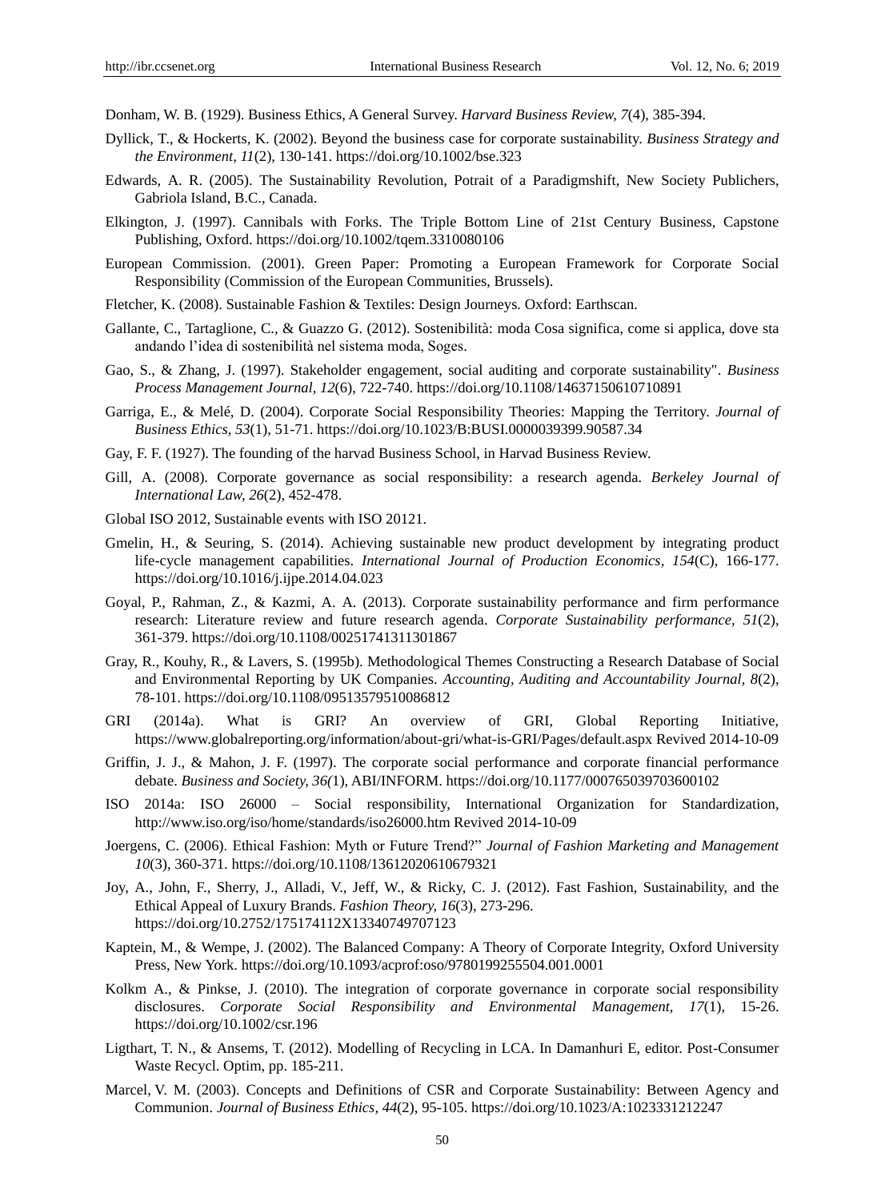Donham, W. B. (1929). Business Ethics, A General Survey. *Harvard Business Review, 7*(4), 385-394.

Dyllick, T., & Hockerts, K. (2002). Beyond the business case for corporate sustainability. *Business Strategy and the Environment, 11*(2), 130-141. https://doi.org/10.1002/bse.323

Edwards, A. R. (2005). The Sustainability Revolution, Potrait of a Paradigmshift, New Society Publichers, Gabriola Island, B.C., Canada.

Elkington, J. (1997). Cannibals with Forks. The Triple Bottom Line of 21st Century Business, Capstone Publishing, Oxford. https://doi.org/10.1002/tqem.3310080106

European Commission. (2001). Green Paper: Promoting a European Framework for Corporate Social Responsibility (Commission of the European Communities, Brussels).

Fletcher, K. (2008). Sustainable Fashion & Textiles: Design Journeys. Oxford: Earthscan.

Gallante, C., Tartaglione, C., & Guazzo G. (2012). Sostenibilità: moda Cosa significa, come si applica, dove sta andando l'idea di sostenibilità nel sistema moda, Soges.

Gao, S., & Zhang, J. (1997). Stakeholder engagement, social auditing and corporate sustainability". *Business Process Management Journal, 12*(6), 722-740. https://doi.org/10.1108/14637150610710891

Garriga, E., & Melé, D. (2004). Corporate Social Responsibility Theories: Mapping the Territory. *Journal of Business Ethics, 53*(1), 51-71. https://doi.org/10.1023/B:BUSI.0000039399.90587.34

Gay, F. F. (1927). The founding of the harvad Business School, in Harvad Business Review.

Gill, A. (2008). Corporate governance as social responsibility: a research agenda. *Berkeley Journal of International Law, 26*(2), 452-478.

Global ISO 2012, Sustainable events with ISO 20121.

Gmelin, H., & Seuring, S. (2014). Achieving sustainable new product development by integrating product life-cycle management capabilities. *International Journal of Production Economics, 154*(C), 166-177. https://doi.org/10.1016/j.ijpe.2014.04.023

Goyal, P., Rahman, Z., & Kazmi, A. A. (2013). Corporate sustainability performance and firm performance research: Literature review and future research agenda. *Corporate Sustainability performance, 51*(2), 361-379. https://doi.org/10.1108/00251741311301867

Gray, R., Kouhy, R., & Lavers, S. (1995b). Methodological Themes Constructing a Research Database of Social and Environmental Reporting by UK Companies. *Accounting, Auditing and Accountability Journal, 8*(2), 78-101. https://doi.org/10.1108/09513579510086812

GRI (2014a). What is GRI? An overview of GRI, Global Reporting Initiative, https://www.globalreporting.org/information/about-gri/what-is-GRI/Pages/default.aspx Revived 2014-10-09

Griffin, J. J., & Mahon, J. F. (1997). The corporate social performance and corporate financial performance debate. *Business and Society, 36(*1), ABI/INFORM. https://doi.org/10.1177/000765039703600102

ISO 2014a: ISO 26000 – Social responsibility, International Organization for Standardization, http://www.iso.org/iso/home/standards/iso26000.htm Revived 2014-10-09

Joergens, C. (2006). Ethical Fashion: Myth or Future Trend?" *Journal of Fashion Marketing and Management 10*(3), 360-371. https://doi.org/10.1108/13612020610679321

Joy, A., John, F., Sherry, J., Alladi, V., Jeff, W., & Ricky, C. J. (2012). Fast Fashion, Sustainability, and the Ethical Appeal of Luxury Brands. *Fashion Theory, 16*(3), 273-296. https://doi.org/10.2752/175174112X13340749707123

Kaptein, M., & Wempe, J. (2002). The Balanced Company: A Theory of Corporate Integrity, Oxford University Press, New York. https://doi.org/10.1093/acprof:oso/9780199255504.001.0001

Kolkm A., & Pinkse, J. (2010). The integration of corporate governance in corporate social responsibility disclosures. *Corporate Social Responsibility and Environmental Management, 17*(1), 15-26. https://doi.org/10.1002/csr.196

Ligthart, T. N., & Ansems, T. (2012). Modelling of Recycling in LCA. In Damanhuri E, editor. Post-Consumer Waste Recycl. Optim, pp. 185-211.

Marcel, V. M. (2003). Concepts and Definitions of CSR and Corporate Sustainability: Between Agency and Communion. *Journal of Business Ethics, 44*(2), 95-105. https://doi.org/10.1023/A:1023331212247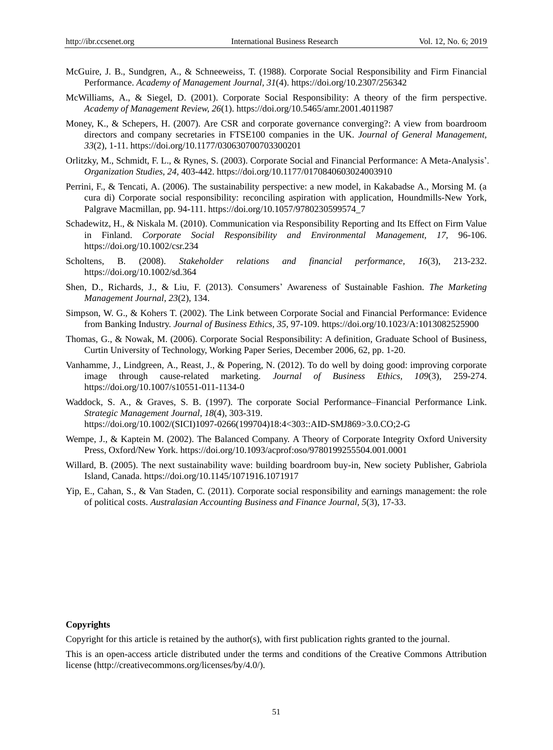McGuire, J. B., Sundgren, A., & Schneeweiss, T. (1988). Corporate Social Responsibility and Firm Financial Performance. *Academy of Management Journal, 31*(4). https://doi.org/10.2307/256342

McWilliams, A., & Siegel, D. (2001). Corporate Social Responsibility: A theory of the firm perspective. *Academy of Management Review, 26*(1). https://doi.org/10.5465/amr.2001.4011987

Money, K., & Schepers, H. (2007). Are CSR and corporate governance converging?: A view from boardroom directors and company secretaries in FTSE100 companies in the UK. *Journal of General Management, 33*(2), 1-11. https://doi.org/10.1177/030630700703300201

Orlitzky, M., Schmidt, F. L., & Rynes, S. (2003). Corporate Social and Financial Performance: A Meta-Analysis'. *Organization Studies, 24,* 403-442. https://doi.org/10.1177/0170840603024003910

Perrini, F., & Tencati, A. (2006). The sustainability perspective: a new model, in Kakabadse A., Morsing M. (a cura di) Corporate social responsibility: reconciling aspiration with application, Houndmills-New York, Palgrave Macmillan, pp. 94-111. https://doi.org/10.1057/9780230599574_7

Schadewitz, H., & Niskala M. (2010). Communication via Responsibility Reporting and Its Effect on Firm Value in Finland. *Corporate Social Responsibility and Environmental Management, 17,* 96-106. https://doi.org/10.1002/csr.234

Scholtens, B. (2008). *Stakeholder relations and financial performance, 16*(3), 213-232. https://doi.org/10.1002/sd.364

Shen, D., Richards, J., & Liu, F. (2013). Consumers' Awareness of Sustainable Fashion. *The Marketing Management Journal, 23*(2), 134.

Simpson, W. G., & Kohers T. (2002). The Link between Corporate Social and Financial Performance: Evidence from Banking Industry. *Journal of Business Ethics, 35,* 97-109. https://doi.org/10.1023/A:1013082525900

Thomas, G., & Nowak, M. (2006). Corporate Social Responsibility: A definition, Graduate School of Business, Curtin University of Technology, Working Paper Series, December 2006, 62, pp. 1-20.

Vanhamme, J., Lindgreen, A., Reast, J., & Popering, N. (2012). To do well by doing good: improving corporate image through cause-related marketing. *Journal of Business Ethics, 109*(3), 259-274. https://doi.org/10.1007/s10551-011-1134-0

Waddock, S. A., & Graves, S. B. (1997). The corporate Social Performance–Financial Performance Link. *Strategic Management Journal, 18*(4), 303-319. https://doi.org/10.1002/(SICI)1097-0266(199704)18:4<303::AID-SMJ869>3.0.CO;2-G

Wempe, J., & Kaptein M. (2002). The Balanced Company. A Theory of Corporate Integrity Oxford University Press, Oxford/New York. https://doi.org/10.1093/acprof:oso/9780199255504.001.0001

Willard, B. (2005). The next sustainability wave: building boardroom buy-in, New society Publisher, Gabriola Island, Canada. https://doi.org/10.1145/1071916.1071917

Yip, E., Cahan, S., & Van Staden, C. (2011). Corporate social responsibility and earnings management: the role of political costs. *Australasian Accounting Business and Finance Journal, 5*(3), 17-33.

**Copyrights**

Copyright for this article is retained by the author(s), with first publication rights granted to the journal.

This is an open-access article distributed under the terms and conditions of the Creative Commons Attribution license (http://creativecommons.org/licenses/by/4.0/).